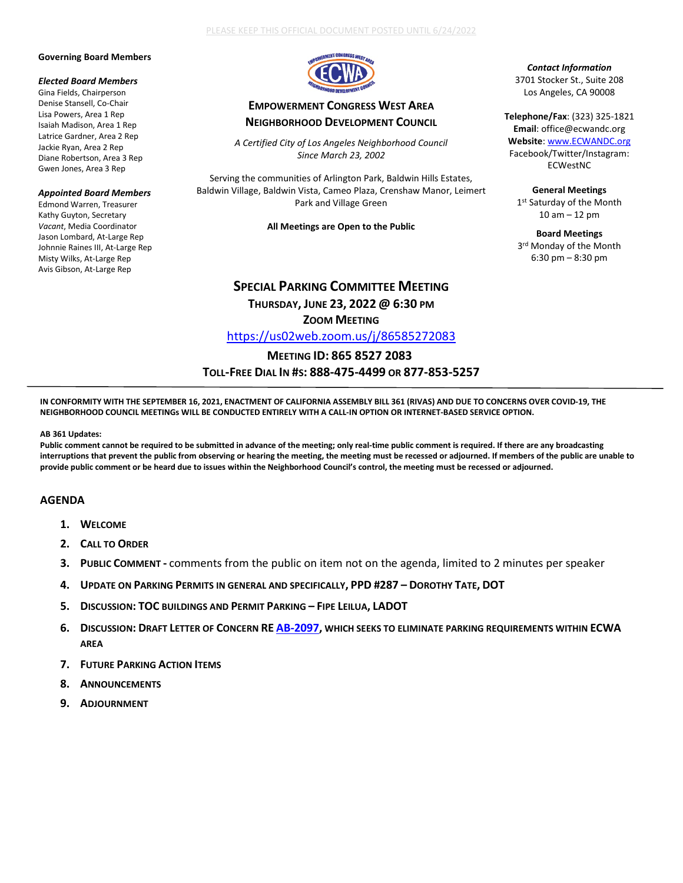PLEASE KEEP THIS OFFICIAL DOCUMENT POSTED UNTIL 6/24/2022

**Governing Board Members**

***Elected Board Members***
Gina Fields, Chairperson
Denise Stansell, Co-Chair
Lisa Powers, Area 1 Rep
Isaiah Madison, Area 1 Rep
Latrice Gardner, Area 2 Rep
Jackie Ryan, Area 2 Rep
Diane Robertson, Area 3 Rep
Gwen Jones, Area 3 Rep

***Appointed Board Members***
Edmond Warren, Treasurer
Kathy Guyton, Secretary
*Vacant*, Media Coordinator
Jason Lombard, At-Large Rep
Johnnie Raines III, At-Large Rep
Misty Wilks, At-Large Rep
Avis Gibson, At-Large Rep

# EMPOWERMENT CONGRESS WEST AREA NEIGHBORHOOD DEVELOPMENT COUNCIL

*A Certified City of Los Angeles Neighborhood Council*
*Since March 23, 2002*

Serving the communities of Arlington Park, Baldwin Hills Estates, Baldwin Village, Baldwin Vista, Cameo Plaza, Crenshaw Manor, Leimert Park and Village Green

**All Meetings are Open to the Public**

***Contact Information***
3701 Stocker St., Suite 208
Los Angeles, CA 90008

**Telephone/Fax**: (323) 325-1821
**Email**: office@ecwandc.org
**Website**: www.ECWANDC.org
Facebook/Twitter/Instagram: ECWestNC

**General Meetings**
1st Saturday of the Month
10 am – 12 pm

**Board Meetings**
3rd Monday of the Month
6:30 pm – 8:30 pm

## SPECIAL PARKING COMMITTEE MEETING

**THURSDAY, JUNE 23, 2022 @ 6:30 PM**
**ZOOM MEETING**
https://us02web.zoom.us/j/86585272083
**MEETING ID: 865 8527 2083**
**TOLL-FREE DIAL IN #S: 888-475-4499 OR 877-853-5257**

---

**IN CONFORMITY WITH THE SEPTEMBER 16, 2021, ENACTMENT OF CALIFORNIA ASSEMBLY BILL 361 (RIVAS) AND DUE TO CONCERNS OVER COVID-19, THE NEIGHBORHOOD COUNCIL MEETINGs WILL BE CONDUCTED ENTIRELY WITH A CALL-IN OPTION OR INTERNET-BASED SERVICE OPTION.**

**AB 361 Updates:**
**Public comment cannot be required to be submitted in advance of the meeting; only real-time public comment is required. If there are any broadcasting interruptions that prevent the public from observing or hearing the meeting, the meeting must be recessed or adjourned. If members of the public are unable to provide public comment or be heard due to issues within the Neighborhood Council's control, the meeting must be recessed or adjourned.**

## AGENDA

1. **WELCOME**
2. **CALL TO ORDER**
3. **PUBLIC COMMENT -** comments from the public on item not on the agenda, limited to 2 minutes per speaker
4. **UPDATE ON PARKING PERMITS IN GENERAL AND SPECIFICALLY, PPD #287 – DOROTHY TATE, DOT**
5. **DISCUSSION: TOC BUILDINGS AND PERMIT PARKING – FIPE LEILUA, LADOT**
6. **DISCUSSION: DRAFT LETTER OF CONCERN RE AB-2097, WHICH SEEKS TO ELIMINATE PARKING REQUIREMENTS WITHIN ECWA AREA**
7. **FUTURE PARKING ACTION ITEMS**
8. **ANNOUNCEMENTS**
9. **ADJOURNMENT**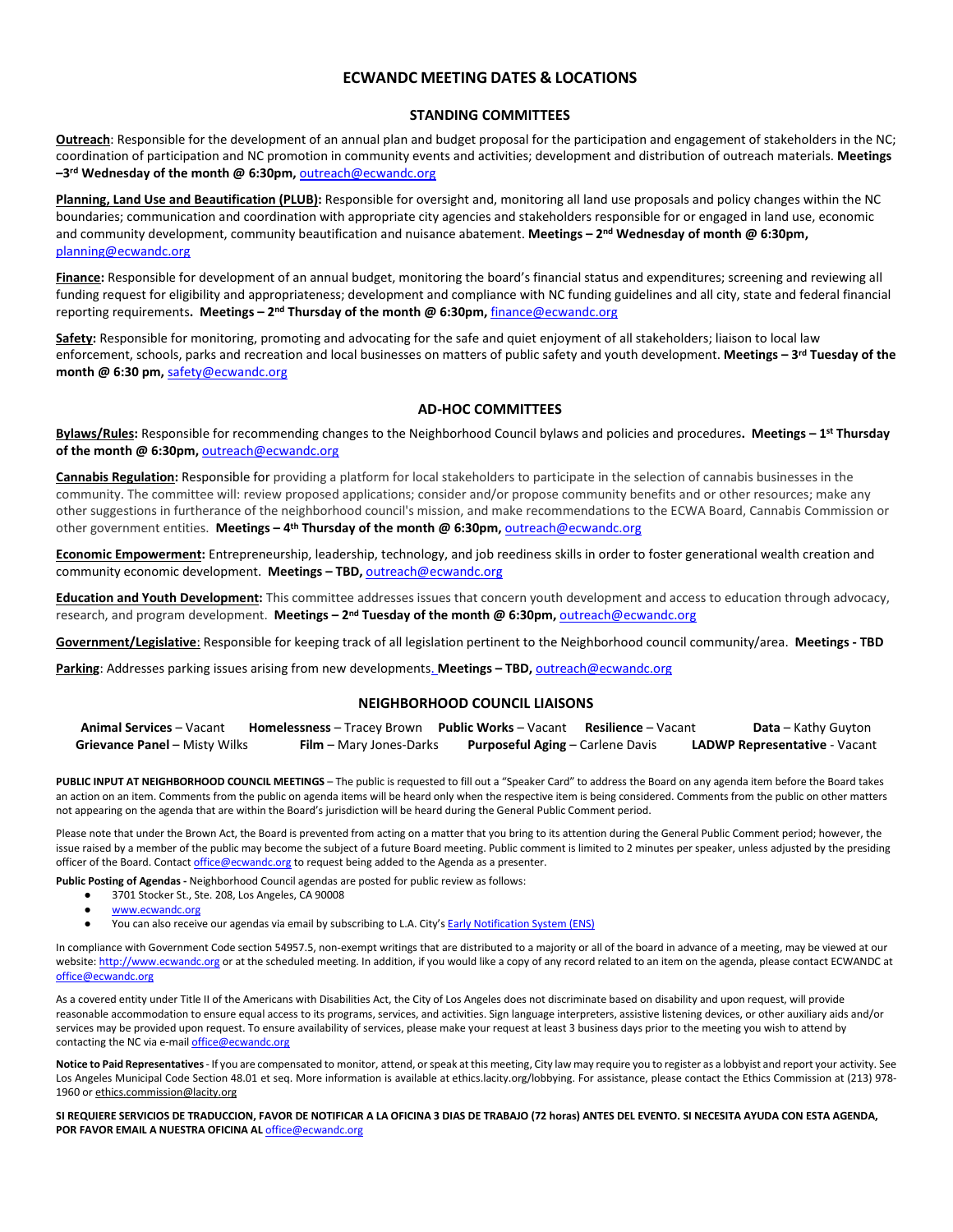# ECWANDC MEETING DATES & LOCATIONS

## STANDING COMMITTEES

**Outreach**: Responsible for the development of an annual plan and budget proposal for the participation and engagement of stakeholders in the NC; coordination of participation and NC promotion in community events and activities; development and distribution of outreach materials. **Meetings –3rd Wednesday of the month @ 6:30pm,** outreach@ecwandc.org

**Planning, Land Use and Beautification (PLUB):** Responsible for oversight and, monitoring all land use proposals and policy changes within the NC boundaries; communication and coordination with appropriate city agencies and stakeholders responsible for or engaged in land use, economic and community development, community beautification and nuisance abatement. **Meetings – 2nd Wednesday of month @ 6:30pm,** planning@ecwandc.org

**Finance:** Responsible for development of an annual budget, monitoring the board's financial status and expenditures; screening and reviewing all funding request for eligibility and appropriateness; development and compliance with NC funding guidelines and all city, state and federal financial reporting requirements**. Meetings – 2nd Thursday of the month @ 6:30pm,** finance@ecwandc.org

**Safety:** Responsible for monitoring, promoting and advocating for the safe and quiet enjoyment of all stakeholders; liaison to local law enforcement, schools, parks and recreation and local businesses on matters of public safety and youth development. **Meetings – 3rd Tuesday of the month @ 6:30 pm,** safety@ecwandc.org

## AD-HOC COMMITTEES

**Bylaws/Rules:** Responsible for recommending changes to the Neighborhood Council bylaws and policies and procedures**. Meetings – 1st Thursday of the month @ 6:30pm,** outreach@ecwandc.org

**Cannabis Regulation:** Responsible for providing a platform for local stakeholders to participate in the selection of cannabis businesses in the community. The committee will: review proposed applications; consider and/or propose community benefits and or other resources; make any other suggestions in furtherance of the neighborhood council's mission, and make recommendations to the ECWA Board, Cannabis Commission or other government entities. **Meetings – 4th Thursday of the month @ 6:30pm,** outreach@ecwandc.org

**Economic Empowerment:** Entrepreneurship, leadership, technology, and job reediness skills in order to foster generational wealth creation and community economic development. **Meetings – TBD,** outreach@ecwandc.org

**Education and Youth Development:** This committee addresses issues that concern youth development and access to education through advocacy, research, and program development. **Meetings – 2nd Tuesday of the month @ 6:30pm,** outreach@ecwandc.org

**Government/Legislative**: Responsible for keeping track of all legislation pertinent to the Neighborhood council community/area. **Meetings - TBD**

**Parking**: Addresses parking issues arising from new developments**. Meetings – TBD,** outreach@ecwandc.org

## NEIGHBORHOOD COUNCIL LIAISONS

| | | | | |
|---|---|---|---|---|
| **Animal Services** – Vacant | **Homelessness** – Tracey Brown | **Public Works** – Vacant | **Resilience** – Vacant | **Data** – Kathy Guyton |
| **Grievance Panel** – Misty Wilks | **Film** – Mary Jones-Darks | **Purposeful Aging** – Carlene Davis | **LADWP Representative** - Vacant | |

**PUBLIC INPUT AT NEIGHBORHOOD COUNCIL MEETINGS** – The public is requested to fill out a "Speaker Card" to address the Board on any agenda item before the Board takes an action on an item. Comments from the public on agenda items will be heard only when the respective item is being considered. Comments from the public on other matters not appearing on the agenda that are within the Board's jurisdiction will be heard during the General Public Comment period.

Please note that under the Brown Act, the Board is prevented from acting on a matter that you bring to its attention during the General Public Comment period; however, the issue raised by a member of the public may become the subject of a future Board meeting. Public comment is limited to 2 minutes per speaker, unless adjusted by the presiding officer of the Board. Contact office@ecwandc.org to request being added to the Agenda as a presenter.

**Public Posting of Agendas -** Neighborhood Council agendas are posted for public review as follows:

- 3701 Stocker St., Ste. 208, Los Angeles, CA 90008
- www.ecwandc.org
- You can also receive our agendas via email by subscribing to L.A. City's Early Notification System (ENS)

In compliance with Government Code section 54957.5, non-exempt writings that are distributed to a majority or all of the board in advance of a meeting, may be viewed at our website: http://www.ecwandc.org or at the scheduled meeting. In addition, if you would like a copy of any record related to an item on the agenda, please contact ECWANDC at office@ecwandc.org

As a covered entity under Title II of the Americans with Disabilities Act, the City of Los Angeles does not discriminate based on disability and upon request, will provide reasonable accommodation to ensure equal access to its programs, services, and activities. Sign language interpreters, assistive listening devices, or other auxiliary aids and/or services may be provided upon request. To ensure availability of services, please make your request at least 3 business days prior to the meeting you wish to attend by contacting the NC via e-mail office@ecwandc.org

**Notice to Paid Representatives** - If you are compensated to monitor, attend, or speak at this meeting, City law may require you to register as a lobbyist and report your activity. See Los Angeles Municipal Code Section 48.01 et seq. More information is available at ethics.lacity.org/lobbying. For assistance, please contact the Ethics Commission at (213) 978-1960 or ethics.commission@lacity.org

**SI REQUIERE SERVICIOS DE TRADUCCION, FAVOR DE NOTIFICAR A LA OFICINA 3 DIAS DE TRABAJO (72 horas) ANTES DEL EVENTO. SI NECESITA AYUDA CON ESTA AGENDA, POR FAVOR EMAIL A NUESTRA OFICINA AL** office@ecwandc.org